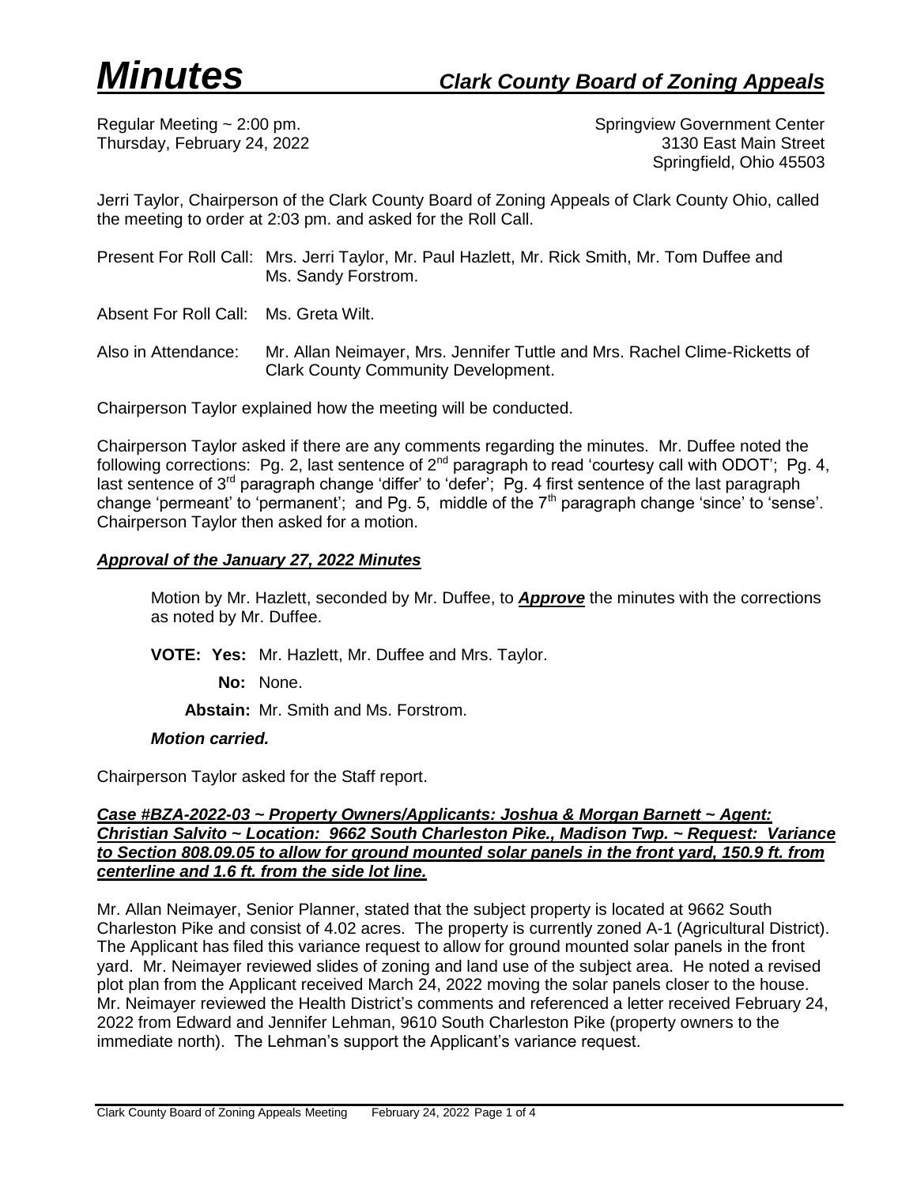# *Minutes* *Clark County Board of Zoning Appeals*

Regular Meeting ~ 2:00 pm.
Thursday, February 24, 2022

Springview Government Center
3130 East Main Street
Springfield, Ohio 45503

Jerri Taylor, Chairperson of the Clark County Board of Zoning Appeals of Clark County Ohio, called the meeting to order at 2:03 pm. and asked for the Roll Call.

Present For Roll Call: Mrs. Jerri Taylor, Mr. Paul Hazlett, Mr. Rick Smith, Mr. Tom Duffee and Ms. Sandy Forstrom.

Absent For Roll Call: Ms. Greta Wilt.

Also in Attendance: Mr. Allan Neimayer, Mrs. Jennifer Tuttle and Mrs. Rachel Clime-Ricketts of Clark County Community Development.

Chairperson Taylor explained how the meeting will be conducted.

Chairperson Taylor asked if there are any comments regarding the minutes. Mr. Duffee noted the following corrections: Pg. 2, last sentence of 2nd paragraph to read 'courtesy call with ODOT'; Pg. 4, last sentence of 3rd paragraph change 'differ' to 'defer'; Pg. 4 first sentence of the last paragraph change 'permeant' to 'permanent'; and Pg. 5, middle of the 7th paragraph change 'since' to 'sense'. Chairperson Taylor then asked for a motion.

***Approval of the January 27, 2022 Minutes***

Motion by Mr. Hazlett, seconded by Mr. Duffee, to ***Approve*** the minutes with the corrections as noted by Mr. Duffee.

**VOTE: Yes:** Mr. Hazlett, Mr. Duffee and Mrs. Taylor.

**No:** None.

**Abstain:** Mr. Smith and Ms. Forstrom.

***Motion carried.***

Chairperson Taylor asked for the Staff report.

***Case #BZA-2022-03 ~ Property Owners/Applicants: Joshua & Morgan Barnett ~ Agent: Christian Salvito ~ Location: 9662 South Charleston Pike., Madison Twp. ~ Request: Variance to Section 808.09.05 to allow for ground mounted solar panels in the front yard, 150.9 ft. from centerline and 1.6 ft. from the side lot line.***

Mr. Allan Neimayer, Senior Planner, stated that the subject property is located at 9662 South Charleston Pike and consist of 4.02 acres. The property is currently zoned A-1 (Agricultural District). The Applicant has filed this variance request to allow for ground mounted solar panels in the front yard. Mr. Neimayer reviewed slides of zoning and land use of the subject area. He noted a revised plot plan from the Applicant received March 24, 2022 moving the solar panels closer to the house. Mr. Neimayer reviewed the Health District's comments and referenced a letter received February 24, 2022 from Edward and Jennifer Lehman, 9610 South Charleston Pike (property owners to the immediate north). The Lehman's support the Applicant's variance request.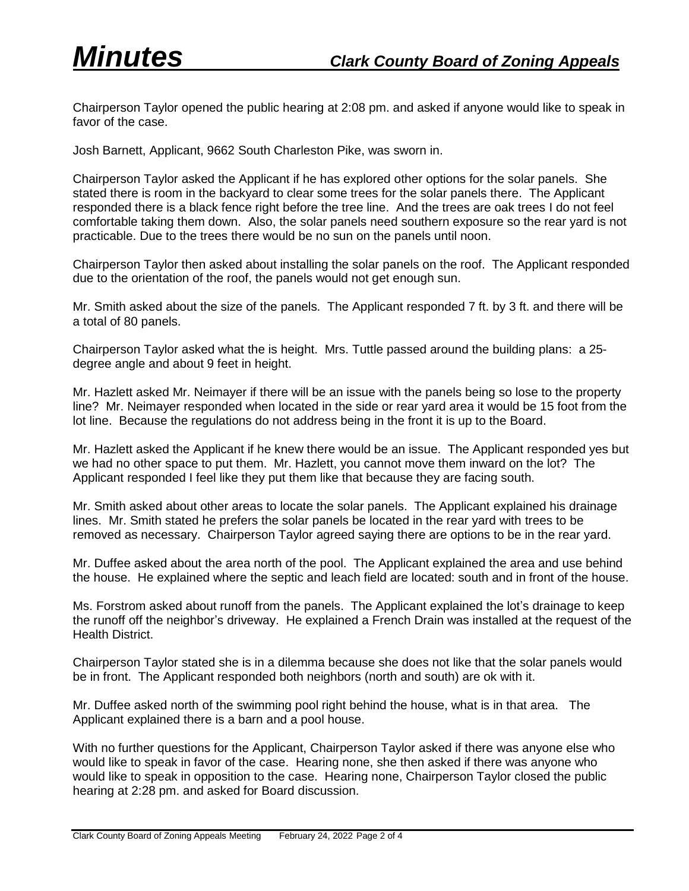Chairperson Taylor opened the public hearing at 2:08 pm. and asked if anyone would like to speak in favor of the case.

Josh Barnett, Applicant, 9662 South Charleston Pike, was sworn in.

Chairperson Taylor asked the Applicant if he has explored other options for the solar panels. She stated there is room in the backyard to clear some trees for the solar panels there. The Applicant responded there is a black fence right before the tree line. And the trees are oak trees I do not feel comfortable taking them down. Also, the solar panels need southern exposure so the rear yard is not practicable. Due to the trees there would be no sun on the panels until noon.

Chairperson Taylor then asked about installing the solar panels on the roof. The Applicant responded due to the orientation of the roof, the panels would not get enough sun.

Mr. Smith asked about the size of the panels. The Applicant responded 7 ft. by 3 ft. and there will be a total of 80 panels.

Chairperson Taylor asked what the is height. Mrs. Tuttle passed around the building plans: a 25-degree angle and about 9 feet in height.

Mr. Hazlett asked Mr. Neimayer if there will be an issue with the panels being so lose to the property line? Mr. Neimayer responded when located in the side or rear yard area it would be 15 foot from the lot line. Because the regulations do not address being in the front it is up to the Board.

Mr. Hazlett asked the Applicant if he knew there would be an issue. The Applicant responded yes but we had no other space to put them. Mr. Hazlett, you cannot move them inward on the lot? The Applicant responded I feel like they put them like that because they are facing south.

Mr. Smith asked about other areas to locate the solar panels. The Applicant explained his drainage lines. Mr. Smith stated he prefers the solar panels be located in the rear yard with trees to be removed as necessary. Chairperson Taylor agreed saying there are options to be in the rear yard.

Mr. Duffee asked about the area north of the pool. The Applicant explained the area and use behind the house. He explained where the septic and leach field are located: south and in front of the house.

Ms. Forstrom asked about runoff from the panels. The Applicant explained the lot's drainage to keep the runoff off the neighbor's driveway. He explained a French Drain was installed at the request of the Health District.

Chairperson Taylor stated she is in a dilemma because she does not like that the solar panels would be in front. The Applicant responded both neighbors (north and south) are ok with it.

Mr. Duffee asked north of the swimming pool right behind the house, what is in that area. The Applicant explained there is a barn and a pool house.

With no further questions for the Applicant, Chairperson Taylor asked if there was anyone else who would like to speak in favor of the case. Hearing none, she then asked if there was anyone who would like to speak in opposition to the case. Hearing none, Chairperson Taylor closed the public hearing at 2:28 pm. and asked for Board discussion.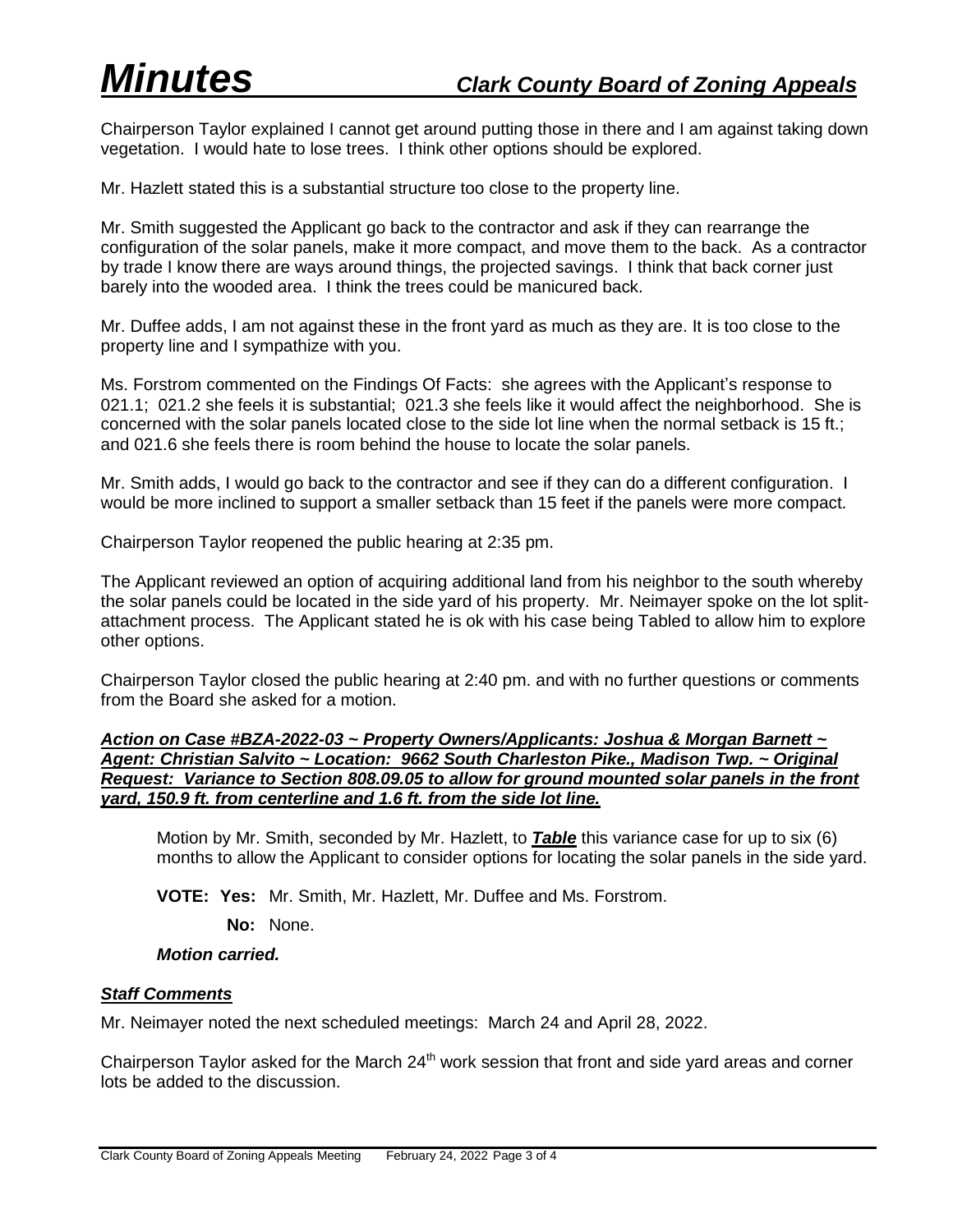Chairperson Taylor explained I cannot get around putting those in there and I am against taking down vegetation. I would hate to lose trees. I think other options should be explored.

Mr. Hazlett stated this is a substantial structure too close to the property line.

Mr. Smith suggested the Applicant go back to the contractor and ask if they can rearrange the configuration of the solar panels, make it more compact, and move them to the back. As a contractor by trade I know there are ways around things, the projected savings. I think that back corner just barely into the wooded area. I think the trees could be manicured back.

Mr. Duffee adds, I am not against these in the front yard as much as they are. It is too close to the property line and I sympathize with you.

Ms. Forstrom commented on the Findings Of Facts: she agrees with the Applicant's response to 021.1; 021.2 she feels it is substantial; 021.3 she feels like it would affect the neighborhood. She is concerned with the solar panels located close to the side lot line when the normal setback is 15 ft.; and 021.6 she feels there is room behind the house to locate the solar panels.

Mr. Smith adds, I would go back to the contractor and see if they can do a different configuration. I would be more inclined to support a smaller setback than 15 feet if the panels were more compact.

Chairperson Taylor reopened the public hearing at 2:35 pm.

The Applicant reviewed an option of acquiring additional land from his neighbor to the south whereby the solar panels could be located in the side yard of his property. Mr. Neimayer spoke on the lot split-attachment process. The Applicant stated he is ok with his case being Tabled to allow him to explore other options.

Chairperson Taylor closed the public hearing at 2:40 pm. and with no further questions or comments from the Board she asked for a motion.

***Action on Case #BZA-2022-03 ~ Property Owners/Applicants: Joshua & Morgan Barnett ~ Agent: Christian Salvito ~ Location: 9662 South Charleston Pike., Madison Twp. ~ Original Request: Variance to Section 808.09.05 to allow for ground mounted solar panels in the front yard, 150.9 ft. from centerline and 1.6 ft. from the side lot line.***

Motion by Mr. Smith, seconded by Mr. Hazlett, to ***Table*** this variance case for up to six (6) months to allow the Applicant to consider options for locating the solar panels in the side yard.

**VOTE: Yes:** Mr. Smith, Mr. Hazlett, Mr. Duffee and Ms. Forstrom.

**No:** None.

***Motion carried.***

***Staff Comments***

Mr. Neimayer noted the next scheduled meetings: March 24 and April 28, 2022.

Chairperson Taylor asked for the March 24th work session that front and side yard areas and corner lots be added to the discussion.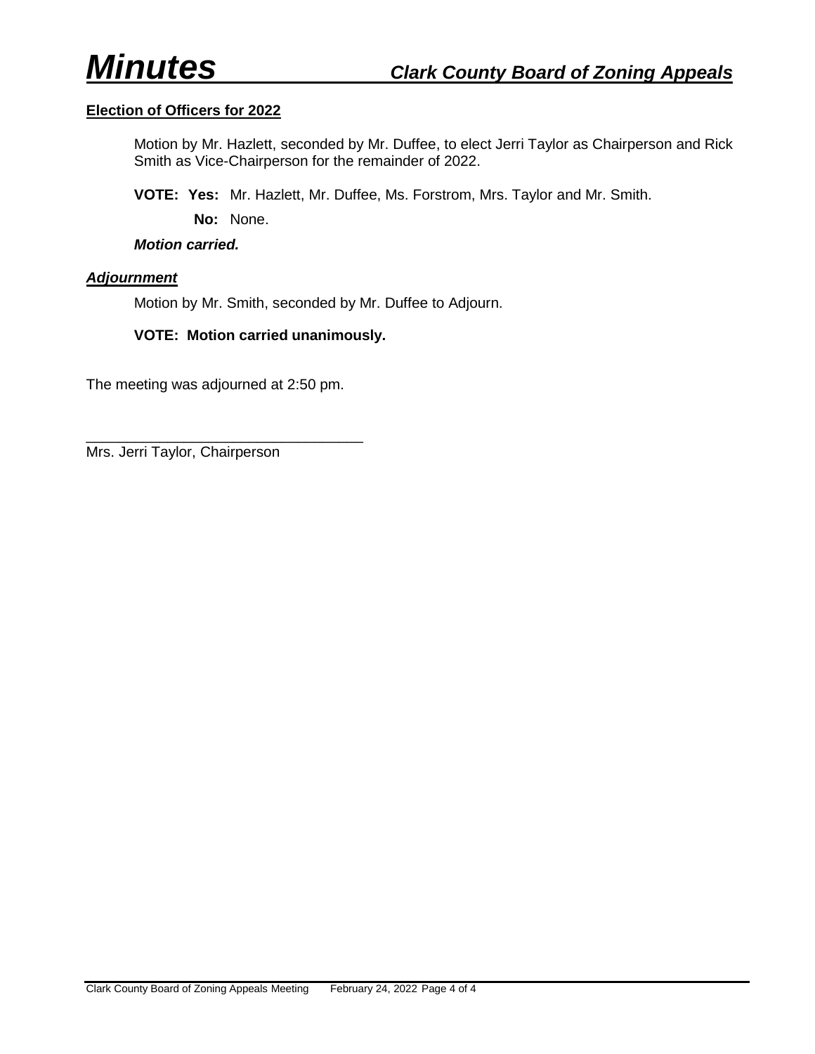## Election of Officers for 2022

Motion by Mr. Hazlett, seconded by Mr. Duffee, to elect Jerri Taylor as Chairperson and Rick Smith as Vice-Chairperson for the remainder of 2022.

**VOTE: Yes:** Mr. Hazlett, Mr. Duffee, Ms. Forstrom, Mrs. Taylor and Mr. Smith.

**No:** None.

***Motion carried.***

## *Adjournment*

Motion by Mr. Smith, seconded by Mr. Duffee to Adjourn.

**VOTE: Motion carried unanimously.**

The meeting was adjourned at 2:50 pm.

\_\_\_\_\_\_\_\_\_\_\_\_\_\_\_\_\_\_\_\_\_\_\_\_\_\_\_\_\_\_\_\_\_\_\_

Mrs. Jerri Taylor, Chairperson